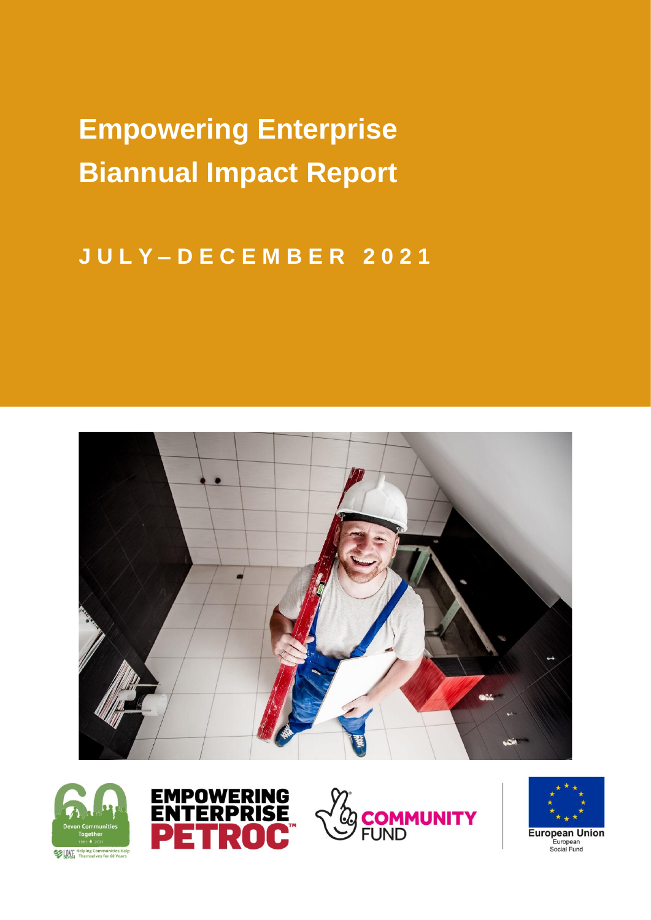# Empowering Enterprise Biannual Impact Report

## JULY – DECEMBER 2021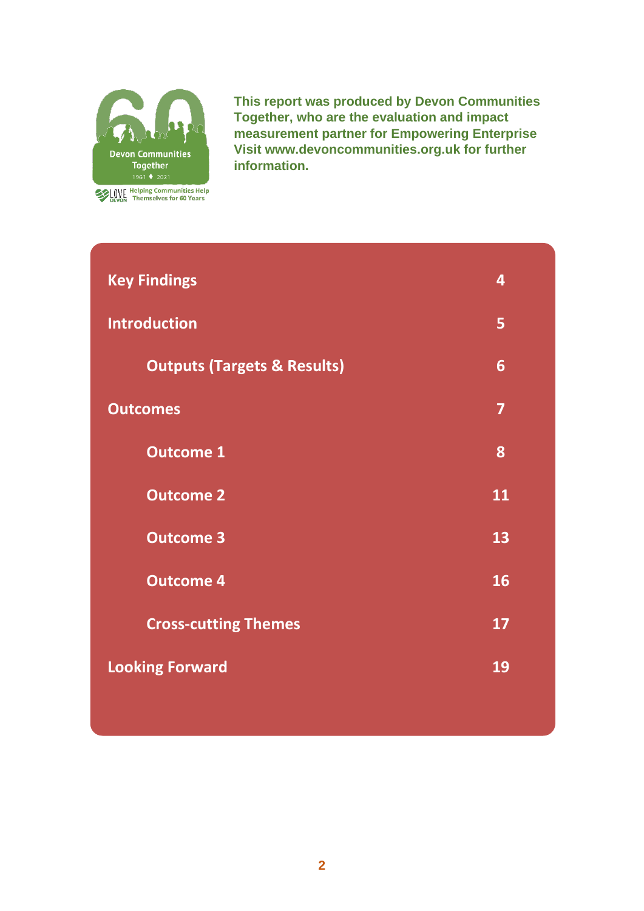**This report was produced by Devon Communities Together, who are the evaluation and impact measurement partner for Empowering Enterprise Visit www.devoncommunities.org.uk for further information.**

| | |
|---|---|
| **Key Findings** | **4** |
| **Introduction** | **5** |
| &nbsp;&nbsp;&nbsp;&nbsp;**Outputs (Targets & Results)** | **6** |
| **Outcomes** | **7** |
| &nbsp;&nbsp;&nbsp;&nbsp;**Outcome 1** | **8** |
| &nbsp;&nbsp;&nbsp;&nbsp;**Outcome 2** | **11** |
| &nbsp;&nbsp;&nbsp;&nbsp;**Outcome 3** | **13** |
| &nbsp;&nbsp;&nbsp;&nbsp;**Outcome 4** | **16** |
| &nbsp;&nbsp;&nbsp;&nbsp;**Cross-cutting Themes** | **17** |
| **Looking Forward** | **19** |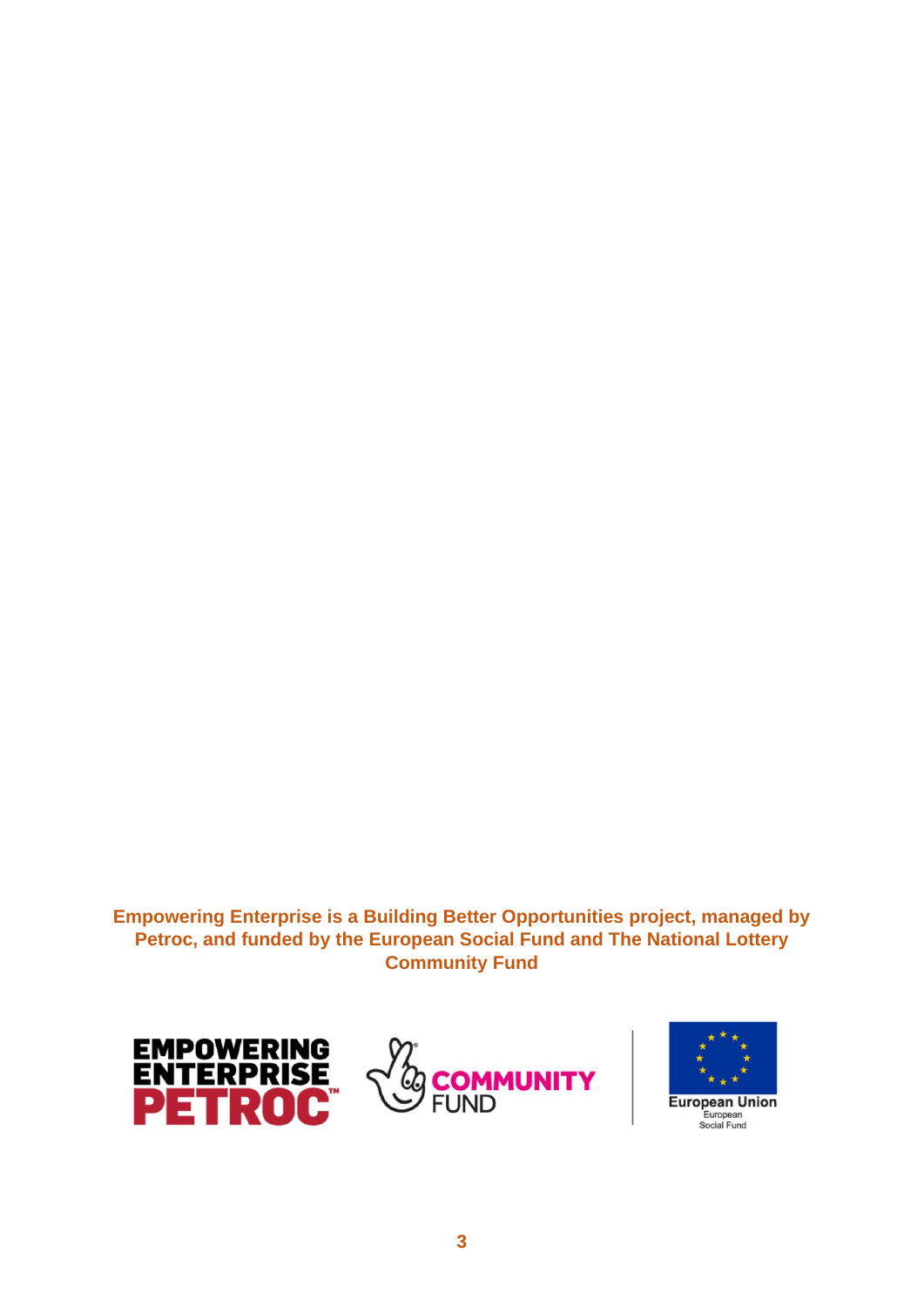**Empowering Enterprise is a Building Better Opportunities project, managed by Petroc, and funded by the European Social Fund and The National Lottery Community Fund**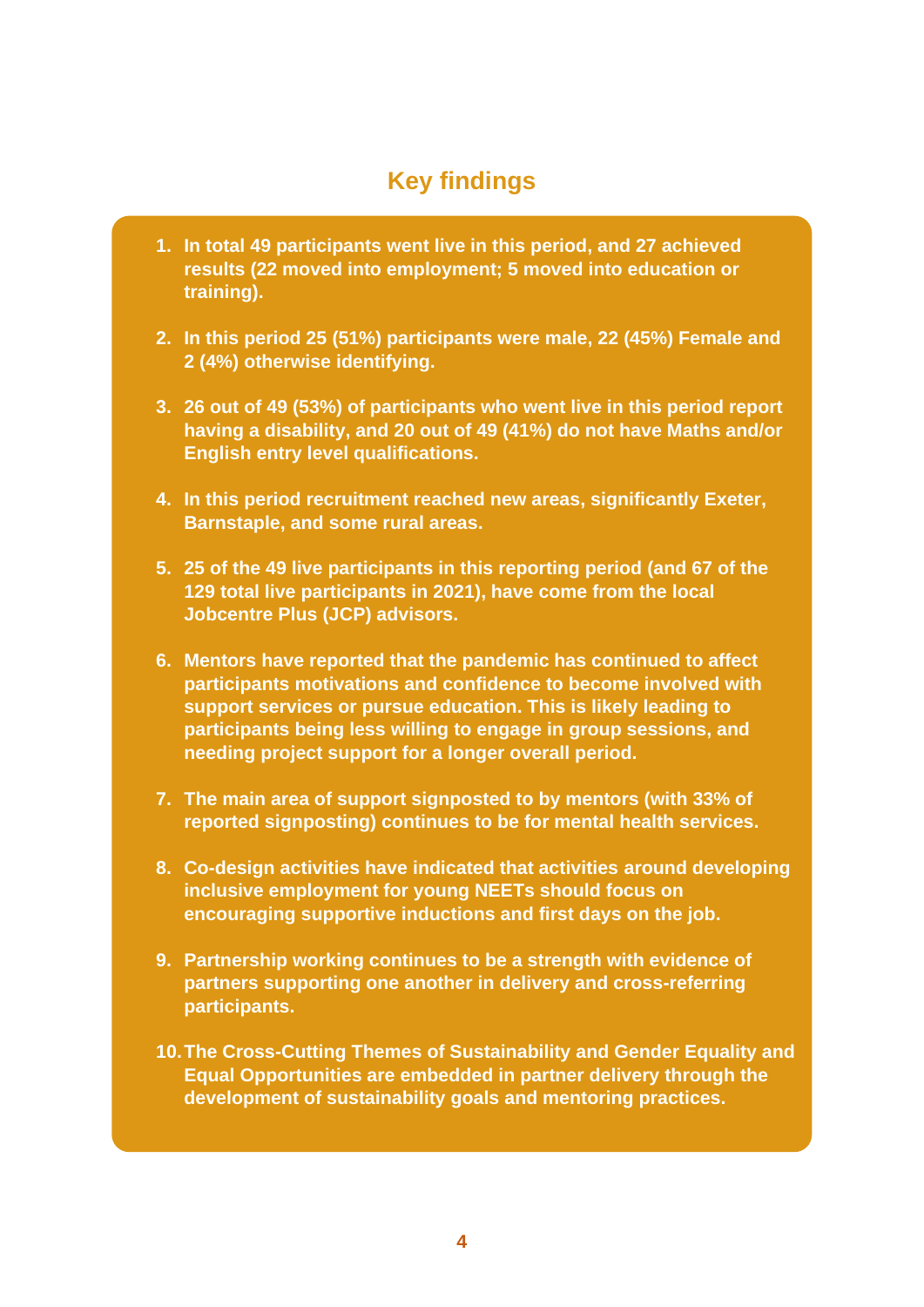## Key findings

1. **In total 49 participants went live in this period, and 27 achieved results (22 moved into employment; 5 moved into education or training).**

2. **In this period 25 (51%) participants were male, 22 (45%) Female and 2 (4%) otherwise identifying.**

3. **26 out of 49 (53%) of participants who went live in this period report having a disability, and 20 out of 49 (41%) do not have Maths and/or English entry level qualifications.**

4. **In this period recruitment reached new areas, significantly Exeter, Barnstaple, and some rural areas.**

5. **25 of the 49 live participants in this reporting period (and 67 of the 129 total live participants in 2021), have come from the local Jobcentre Plus (JCP) advisors.**

6. **Mentors have reported that the pandemic has continued to affect participants motivations and confidence to become involved with support services or pursue education. This is likely leading to participants being less willing to engage in group sessions, and needing project support for a longer overall period.**

7. **The main area of support signposted to by mentors (with 33% of reported signposting) continues to be for mental health services.**

8. **Co-design activities have indicated that activities around developing inclusive employment for young NEETs should focus on encouraging supportive inductions and first days on the job.**

9. **Partnership working continues to be a strength with evidence of partners supporting one another in delivery and cross-referring participants.**

10. **The Cross-Cutting Themes of Sustainability and Gender Equality and Equal Opportunities are embedded in partner delivery through the development of sustainability goals and mentoring practices.**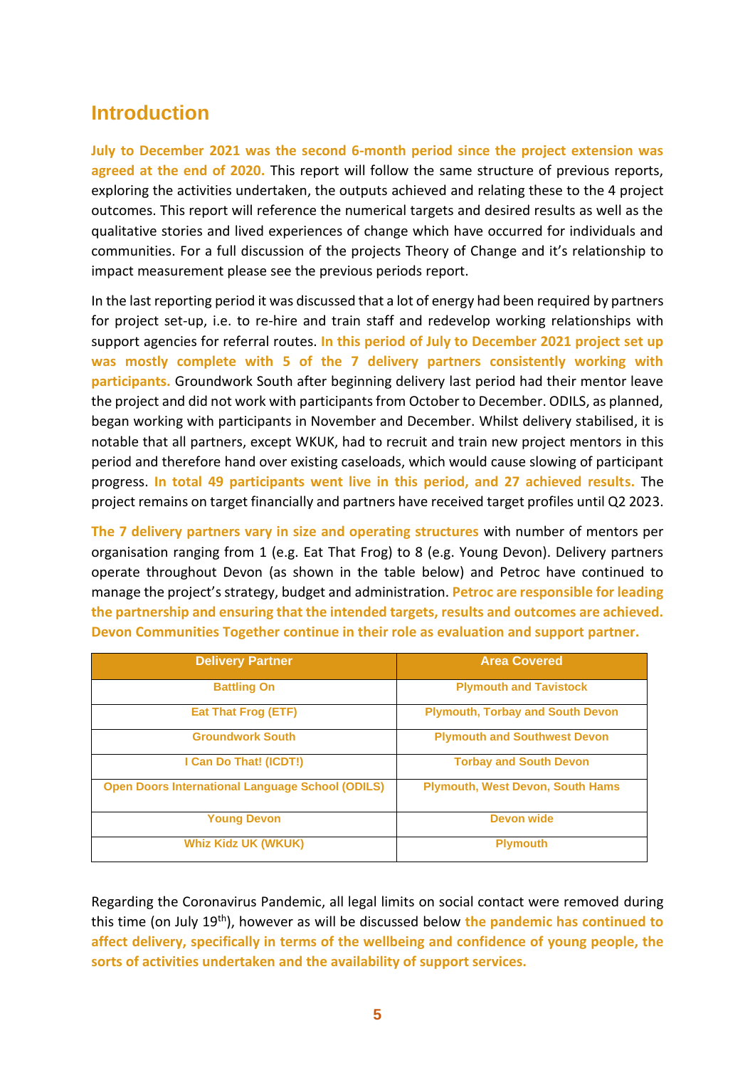## Introduction

**July to December 2021 was the second 6-month period since the project extension was agreed at the end of 2020.** This report will follow the same structure of previous reports, exploring the activities undertaken, the outputs achieved and relating these to the 4 project outcomes. This report will reference the numerical targets and desired results as well as the qualitative stories and lived experiences of change which have occurred for individuals and communities. For a full discussion of the projects Theory of Change and it's relationship to impact measurement please see the previous periods report.

In the last reporting period it was discussed that a lot of energy had been required by partners for project set-up, i.e. to re-hire and train staff and redevelop working relationships with support agencies for referral routes. **In this period of July to December 2021 project set up was mostly complete with 5 of the 7 delivery partners consistently working with participants.** Groundwork South after beginning delivery last period had their mentor leave the project and did not work with participants from October to December. ODILS, as planned, began working with participants in November and December. Whilst delivery stabilised, it is notable that all partners, except WKUK, had to recruit and train new project mentors in this period and therefore hand over existing caseloads, which would cause slowing of participant progress. **In total 49 participants went live in this period, and 27 achieved results.** The project remains on target financially and partners have received target profiles until Q2 2023.

**The 7 delivery partners vary in size and operating structures** with number of mentors per organisation ranging from 1 (e.g. Eat That Frog) to 8 (e.g. Young Devon). Delivery partners operate throughout Devon (as shown in the table below) and Petroc have continued to manage the project's strategy, budget and administration. **Petroc are responsible for leading the partnership and ensuring that the intended targets, results and outcomes are achieved. Devon Communities Together continue in their role as evaluation and support partner.**

| Delivery Partner | Area Covered |
|---|---|
| Battling On | Plymouth and Tavistock |
| Eat That Frog (ETF) | Plymouth, Torbay and South Devon |
| Groundwork South | Plymouth and Southwest Devon |
| I Can Do That! (ICDT!) | Torbay and South Devon |
| Open Doors International Language School (ODILS) | Plymouth, West Devon, South Hams |
| Young Devon | Devon wide |
| Whiz Kidz UK (WKUK) | Plymouth |

Regarding the Coronavirus Pandemic, all legal limits on social contact were removed during this time (on July 19th), however as will be discussed below **the pandemic has continued to affect delivery, specifically in terms of the wellbeing and confidence of young people, the sorts of activities undertaken and the availability of support services.**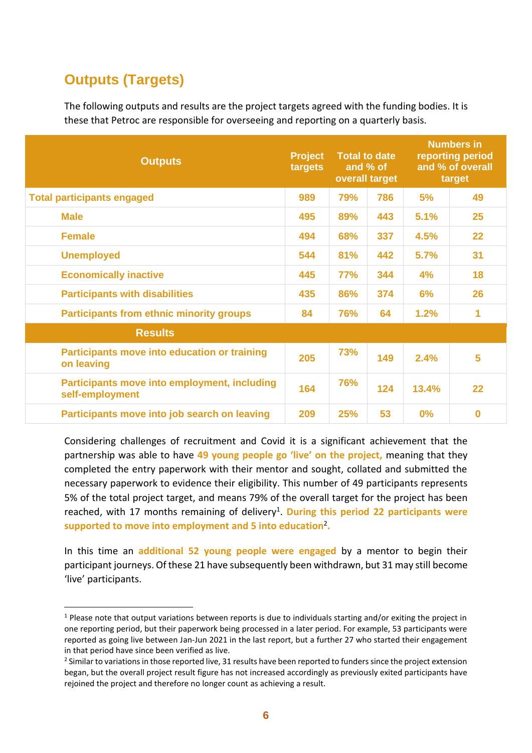## Outputs (Targets)

The following outputs and results are the project targets agreed with the funding bodies. It is these that Petroc are responsible for overseeing and reporting on a quarterly basis.

| Outputs | Project targets | Total to date and % of overall target | | Numbers in reporting period and % of overall target | |
|---|---|---|---|---|---|
| **Total participants engaged** | 989 | 79% | 786 | 5% | 49 |
| Male | 495 | 89% | 443 | 5.1% | 25 |
| Female | 494 | 68% | 337 | 4.5% | 22 |
| Unemployed | 544 | 81% | 442 | 5.7% | 31 |
| Economically inactive | 445 | 77% | 344 | 4% | 18 |
| Participants with disabilities | 435 | 86% | 374 | 6% | 26 |
| Participants from ethnic minority groups | 84 | 76% | 64 | 1.2% | 1 |
| **Results** | | | | | |
| Participants move into education or training on leaving | 205 | 73% | 149 | 2.4% | 5 |
| Participants move into employment, including self-employment | 164 | 76% | 124 | 13.4% | 22 |
| Participants move into job search on leaving | 209 | 25% | 53 | 0% | 0 |

Considering challenges of recruitment and Covid it is a significant achievement that the partnership was able to have **49 young people go 'live' on the project,** meaning that they completed the entry paperwork with their mentor and sought, collated and submitted the necessary paperwork to evidence their eligibility. This number of 49 participants represents 5% of the total project target, and means 79% of the overall target for the project has been reached, with 17 months remaining of delivery[1]. **During this period 22 participants were supported to move into employment and 5 into education[2].**

In this time an **additional 52 young people were engaged** by a mentor to begin their participant journeys. Of these 21 have subsequently been withdrawn, but 31 may still become 'live' participants.

---

[1] Please note that output variations between reports is due to individuals starting and/or exiting the project in one reporting period, but their paperwork being processed in a later period. For example, 53 participants were reported as going live between Jan-Jun 2021 in the last report, but a further 27 who started their engagement in that period have since been verified as live.

[2] Similar to variations in those reported live, 31 results have been reported to funders since the project extension began, but the overall project result figure has not increased accordingly as previously exited participants have rejoined the project and therefore no longer count as achieving a result.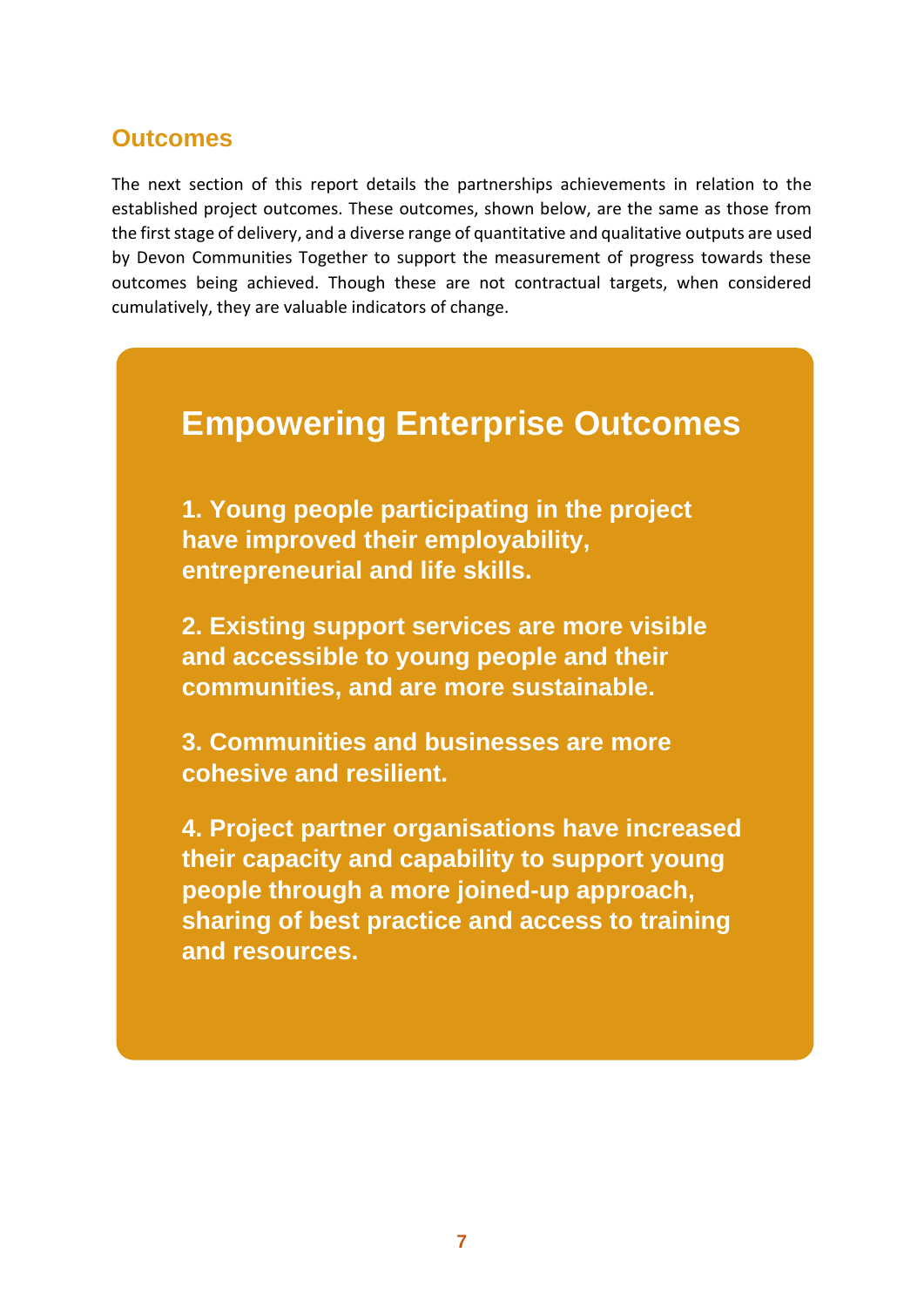## Outcomes

The next section of this report details the partnerships achievements in relation to the established project outcomes. These outcomes, shown below, are the same as those from the first stage of delivery, and a diverse range of quantitative and qualitative outputs are used by Devon Communities Together to support the measurement of progress towards these outcomes being achieved. Though these are not contractual targets, when considered cumulatively, they are valuable indicators of change.

### Empowering Enterprise Outcomes

**1. Young people participating in the project have improved their employability, entrepreneurial and life skills.**

**2. Existing support services are more visible and accessible to young people and their communities, and are more sustainable.**

**3. Communities and businesses are more cohesive and resilient.**

**4. Project partner organisations have increased their capacity and capability to support young people through a more joined-up approach, sharing of best practice and access to training and resources.**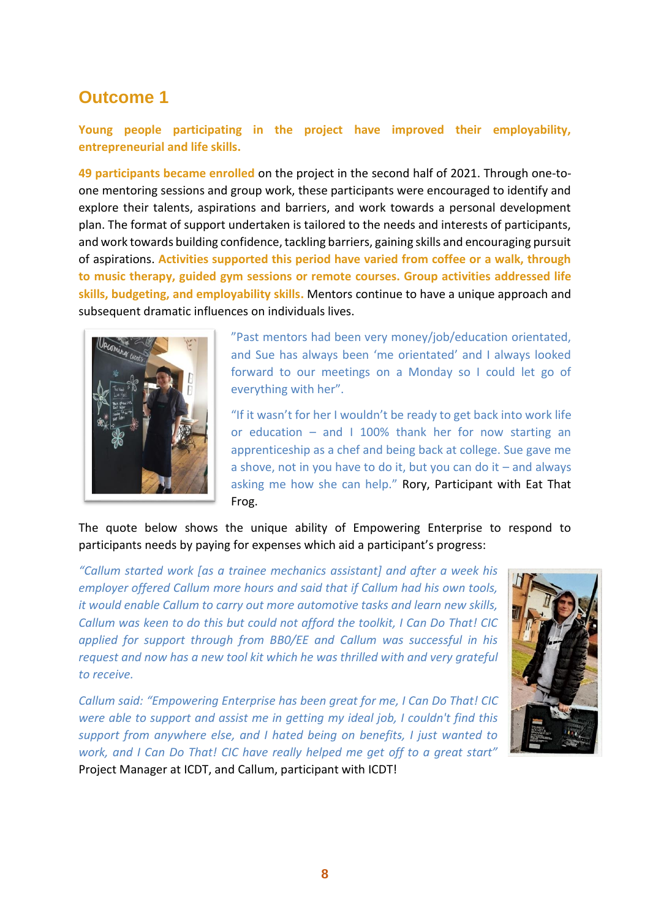# Outcome 1

**Young people participating in the project have improved their employability, entrepreneurial and life skills.**

**49 participants became enrolled** on the project in the second half of 2021. Through one-to-one mentoring sessions and group work, these participants were encouraged to identify and explore their talents, aspirations and barriers, and work towards a personal development plan. The format of support undertaken is tailored to the needs and interests of participants, and work towards building confidence, tackling barriers, gaining skills and encouraging pursuit of aspirations. **Activities supported this period have varied from coffee or a walk, through to music therapy, guided gym sessions or remote courses. Group activities addressed life skills, budgeting, and employability skills.** Mentors continue to have a unique approach and subsequent dramatic influences on individuals lives.

"Past mentors had been very money/job/education orientated, and Sue has always been 'me orientated' and I always looked forward to our meetings on a Monday so I could let go of everything with her".

"If it wasn't for her I wouldn't be ready to get back into work life or education – and I 100% thank her for now starting an apprenticeship as a chef and being back at college. Sue gave me a shove, not in you have to do it, but you can do it – and always asking me how she can help." Rory, Participant with Eat That Frog.

The quote below shows the unique ability of Empowering Enterprise to respond to participants needs by paying for expenses which aid a participant's progress:

*"Callum started work [as a trainee mechanics assistant] and after a week his employer offered Callum more hours and said that if Callum had his own tools, it would enable Callum to carry out more automotive tasks and learn new skills, Callum was keen to do this but could not afford the toolkit, I Can Do That! CIC applied for support through from BBO/EE and Callum was successful in his request and now has a new tool kit which he was thrilled with and very grateful to receive.*

*Callum said: "Empowering Enterprise has been great for me, I Can Do That! CIC were able to support and assist me in getting my ideal job, I couldn't find this support from anywhere else, and I hated being on benefits, I just wanted to work, and I Can Do That! CIC have really helped me get off to a great start"* Project Manager at ICDT, and Callum, participant with ICDT!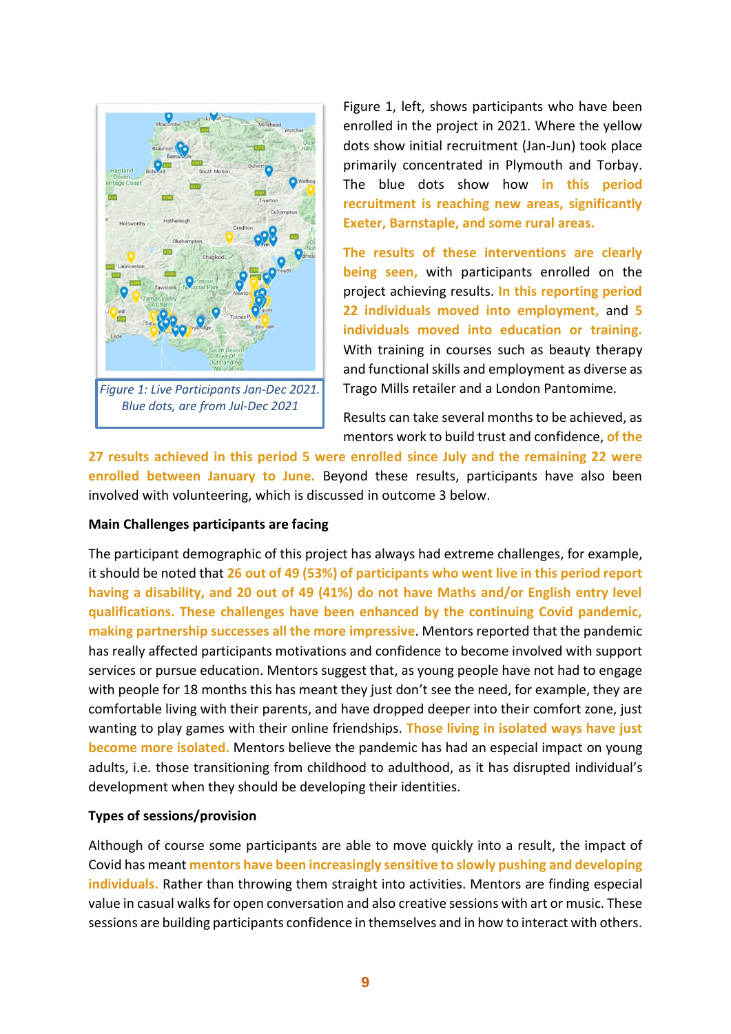*Figure 1: Live Participants Jan-Dec 2021. Blue dots, are from Jul-Dec 2021*

Figure 1, left, shows participants who have been enrolled in the project in 2021. Where the yellow dots show initial recruitment (Jan-Jun) took place primarily concentrated in Plymouth and Torbay. The blue dots show how **in this period recruitment is reaching new areas, significantly Exeter, Barnstaple, and some rural areas.**

**The results of these interventions are clearly being seen,** with participants enrolled on the project achieving results. **In this reporting period 22 individuals moved into employment,** and **5 individuals moved into education or training.** With training in courses such as beauty therapy and functional skills and employment as diverse as Trago Mills retailer and a London Pantomime.

Results can take several months to be achieved, as mentors work to build trust and confidence, **of the 27 results achieved in this period 5 were enrolled since July and the remaining 22 were enrolled between January to June.** Beyond these results, participants have also been involved with volunteering, which is discussed in outcome 3 below.

**Main Challenges participants are facing**

The participant demographic of this project has always had extreme challenges, for example, it should be noted that **26 out of 49 (53%) of participants who went live in this period report having a disability, and 20 out of 49 (41%) do not have Maths and/or English entry level qualifications. These challenges have been enhanced by the continuing Covid pandemic, making partnership successes all the more impressive**. Mentors reported that the pandemic has really affected participants motivations and confidence to become involved with support services or pursue education. Mentors suggest that, as young people have not had to engage with people for 18 months this has meant they just don't see the need, for example, they are comfortable living with their parents, and have dropped deeper into their comfort zone, just wanting to play games with their online friendships. **Those living in isolated ways have just become more isolated.** Mentors believe the pandemic has had an especial impact on young adults, i.e. those transitioning from childhood to adulthood, as it has disrupted individual's development when they should be developing their identities.

**Types of sessions/provision**

Although of course some participants are able to move quickly into a result, the impact of Covid has meant **mentors have been increasingly sensitive to slowly pushing and developing individuals.** Rather than throwing them straight into activities. Mentors are finding especial value in casual walks for open conversation and also creative sessions with art or music. These sessions are building participants confidence in themselves and in how to interact with others.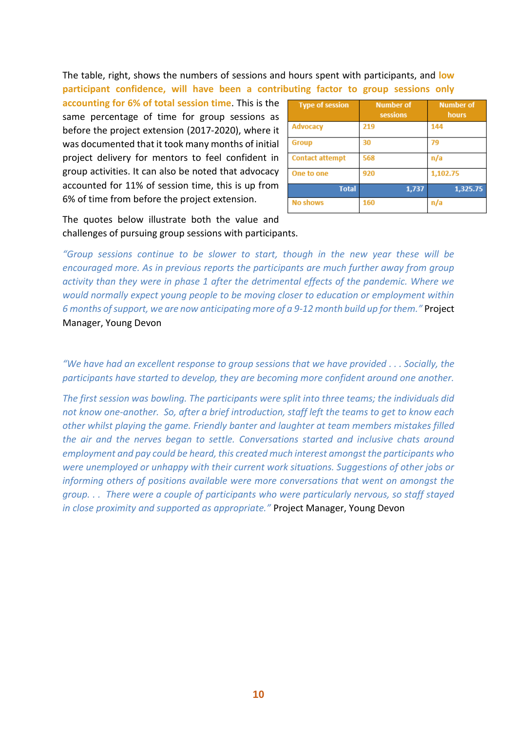The table, right, shows the numbers of sessions and hours spent with participants, and **low participant confidence, will have been a contributing factor to group sessions only accounting for 6% of total session time**. This is the same percentage of time for group sessions as before the project extension (2017-2020), where it was documented that it took many months of initial project delivery for mentors to feel confident in group activities. It can also be noted that advocacy accounted for 11% of session time, this is up from 6% of time from before the project extension.

| Type of session | Number of sessions | Number of hours |
|---|---|---|
| Advocacy | 219 | 144 |
| Group | 30 | 79 |
| Contact attempt | 568 | n/a |
| One to one | 920 | 1,102.75 |
| Total | 1,737 | 1,325.75 |
| No shows | 160 | n/a |

The quotes below illustrate both the value and challenges of pursuing group sessions with participants.

*"Group sessions continue to be slower to start, though in the new year these will be encouraged more. As in previous reports the participants are much further away from group activity than they were in phase 1 after the detrimental effects of the pandemic. Where we would normally expect young people to be moving closer to education or employment within 6 months of support, we are now anticipating more of a 9-12 month build up for them."* Project Manager, Young Devon

*"We have had an excellent response to group sessions that we have provided . . . Socially, the participants have started to develop, they are becoming more confident around one another.*

*The first session was bowling. The participants were split into three teams; the individuals did not know one-another. So, after a brief introduction, staff left the teams to get to know each other whilst playing the game. Friendly banter and laughter at team members mistakes filled the air and the nerves began to settle. Conversations started and inclusive chats around employment and pay could be heard, this created much interest amongst the participants who were unemployed or unhappy with their current work situations. Suggestions of other jobs or informing others of positions available were more conversations that went on amongst the group. . . There were a couple of participants who were particularly nervous, so staff stayed in close proximity and supported as appropriate."* Project Manager, Young Devon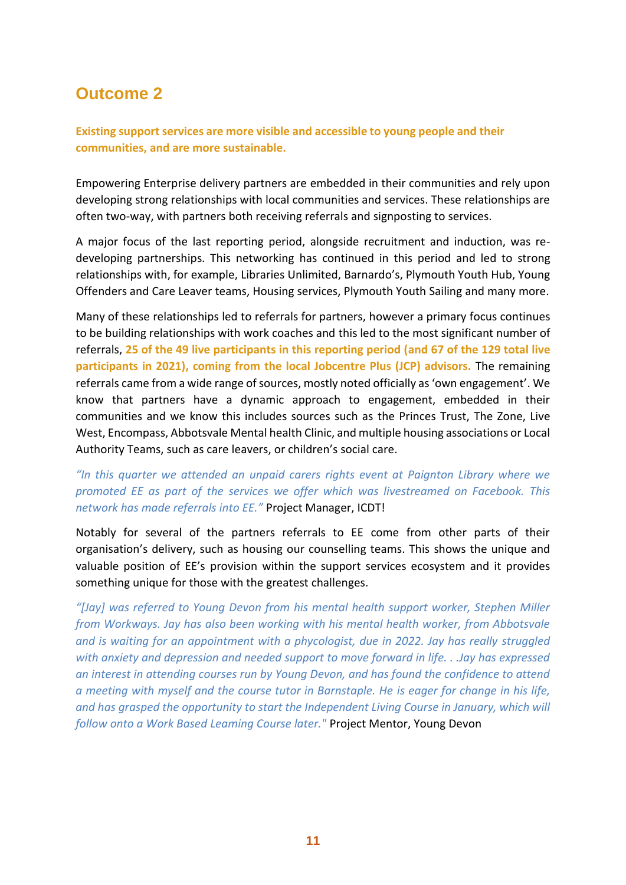# Outcome 2

**Existing support services are more visible and accessible to young people and their communities, and are more sustainable.**

Empowering Enterprise delivery partners are embedded in their communities and rely upon developing strong relationships with local communities and services. These relationships are often two-way, with partners both receiving referrals and signposting to services.

A major focus of the last reporting period, alongside recruitment and induction, was re-developing partnerships. This networking has continued in this period and led to strong relationships with, for example, Libraries Unlimited, Barnardo's, Plymouth Youth Hub, Young Offenders and Care Leaver teams, Housing services, Plymouth Youth Sailing and many more.

Many of these relationships led to referrals for partners, however a primary focus continues to be building relationships with work coaches and this led to the most significant number of referrals, **25 of the 49 live participants in this reporting period (and 67 of the 129 total live participants in 2021), coming from the local Jobcentre Plus (JCP) advisors.** The remaining referrals came from a wide range of sources, mostly noted officially as 'own engagement'. We know that partners have a dynamic approach to engagement, embedded in their communities and we know this includes sources such as the Princes Trust, The Zone, Live West, Encompass, Abbotsvale Mental health Clinic, and multiple housing associations or Local Authority Teams, such as care leavers, or children's social care.

*"In this quarter we attended an unpaid carers rights event at Paignton Library where we promoted EE as part of the services we offer which was livestreamed on Facebook. This network has made referrals into EE."* Project Manager, ICDT!

Notably for several of the partners referrals to EE come from other parts of their organisation's delivery, such as housing our counselling teams. This shows the unique and valuable position of EE's provision within the support services ecosystem and it provides something unique for those with the greatest challenges.

*"[Jay] was referred to Young Devon from his mental health support worker, Stephen Miller from Workways. Jay has also been working with his mental health worker, from Abbotsvale and is waiting for an appointment with a phycologist, due in 2022. Jay has really struggled with anxiety and depression and needed support to move forward in life. . .Jay has expressed an interest in attending courses run by Young Devon, and has found the confidence to attend a meeting with myself and the course tutor in Barnstaple. He is eager for change in his life, and has grasped the opportunity to start the Independent Living Course in January, which will follow onto a Work Based Leaming Course later."* Project Mentor, Young Devon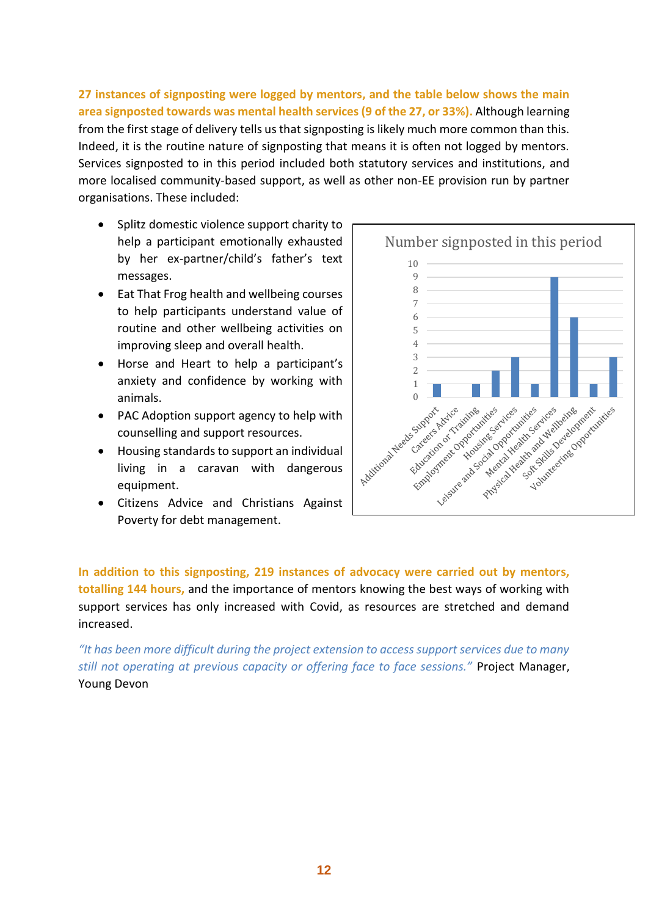**27 instances of signposting were logged by mentors, and the table below shows the main area signposted towards was mental health services (9 of the 27, or 33%).** Although learning from the first stage of delivery tells us that signposting is likely much more common than this. Indeed, it is the routine nature of signposting that means it is often not logged by mentors. Services signposted to in this period included both statutory services and institutions, and more localised community-based support, as well as other non-EE provision run by partner organisations. These included:

- Splitz domestic violence support charity to help a participant emotionally exhausted by her ex-partner/child's father's text messages.
- Eat That Frog health and wellbeing courses to help participants understand value of routine and other wellbeing activities on improving sleep and overall health.
- Horse and Heart to help a participant's anxiety and confidence by working with animals.
- PAC Adoption support agency to help with counselling and support resources.
- Housing standards to support an individual living in a caravan with dangerous equipment.
- Citizens Advice and Christians Against Poverty for debt management.

**Number signposted in this period**

| Area | Number |
| --- | --- |
| Additional Needs Support | 1 |
| Careers Advice | 0 |
| Education or Training | 1 |
| Employment Opportunities | 2 |
| Housing Services | 3 |
| Leisure and Social Opportunities | 1 |
| Mental Health Services | 9 |
| Physical Health and Wellbeing | 6 |
| Soft Skills Development | 1 |
| Volunteering Opportunities | 3 |

**In addition to this signposting, 219 instances of advocacy were carried out by mentors, totalling 144 hours,** and the importance of mentors knowing the best ways of working with support services has only increased with Covid, as resources are stretched and demand increased.

*"It has been more difficult during the project extension to access support services due to many still not operating at previous capacity or offering face to face sessions."* Project Manager, Young Devon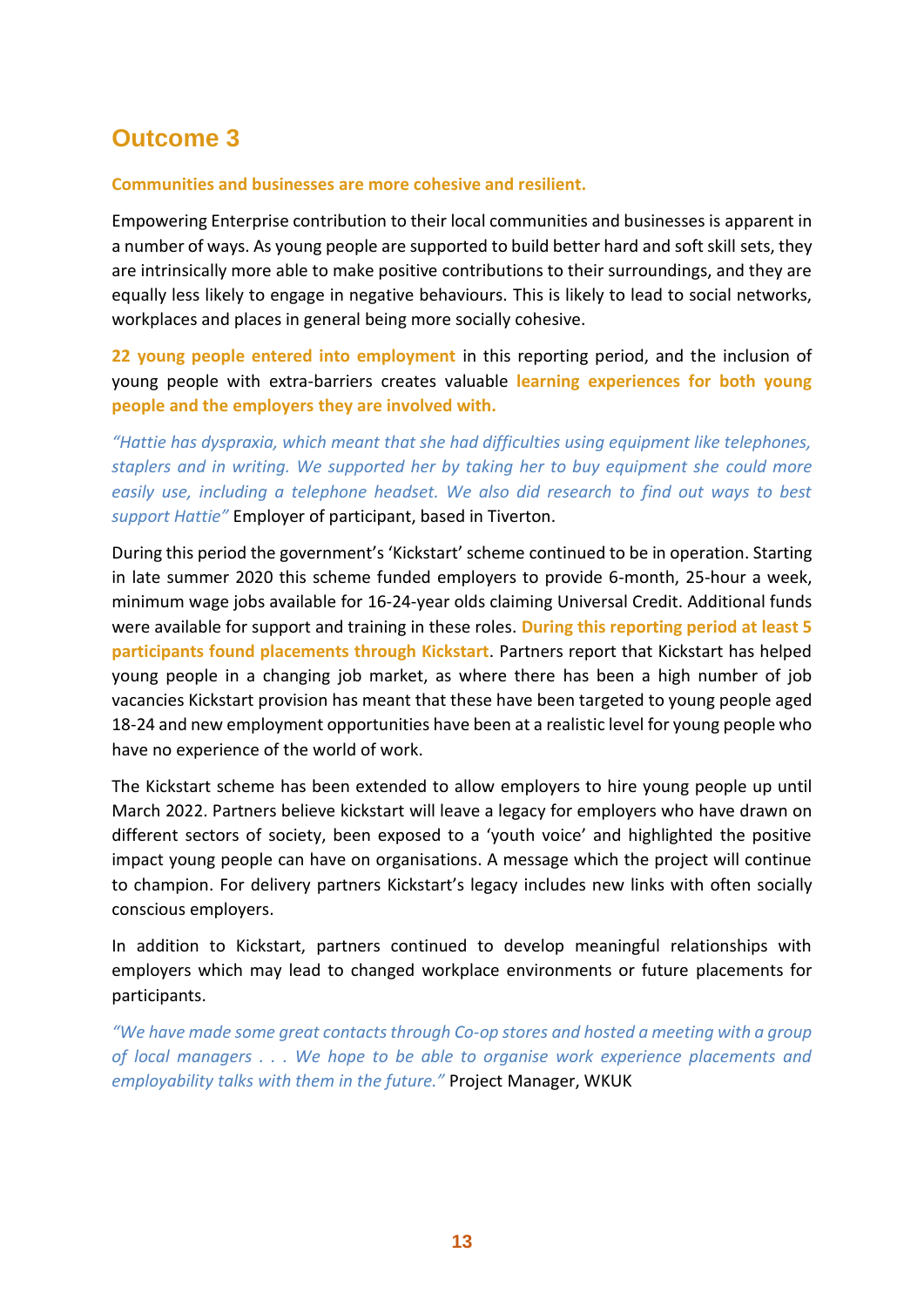## Outcome 3

**Communities and businesses are more cohesive and resilient.**

Empowering Enterprise contribution to their local communities and businesses is apparent in a number of ways. As young people are supported to build better hard and soft skill sets, they are intrinsically more able to make positive contributions to their surroundings, and they are equally less likely to engage in negative behaviours. This is likely to lead to social networks, workplaces and places in general being more socially cohesive.

**22 young people entered into employment** in this reporting period, and the inclusion of young people with extra-barriers creates valuable **learning experiences for both young people and the employers they are involved with.**

*"Hattie has dyspraxia, which meant that she had difficulties using equipment like telephones, staplers and in writing. We supported her by taking her to buy equipment she could more easily use, including a telephone headset. We also did research to find out ways to best support Hattie"* Employer of participant, based in Tiverton.

During this period the government's 'Kickstart' scheme continued to be in operation. Starting in late summer 2020 this scheme funded employers to provide 6-month, 25-hour a week, minimum wage jobs available for 16-24-year olds claiming Universal Credit. Additional funds were available for support and training in these roles. **During this reporting period at least 5 participants found placements through Kickstart**. Partners report that Kickstart has helped young people in a changing job market, as where there has been a high number of job vacancies Kickstart provision has meant that these have been targeted to young people aged 18-24 and new employment opportunities have been at a realistic level for young people who have no experience of the world of work.

The Kickstart scheme has been extended to allow employers to hire young people up until March 2022. Partners believe kickstart will leave a legacy for employers who have drawn on different sectors of society, been exposed to a 'youth voice' and highlighted the positive impact young people can have on organisations. A message which the project will continue to champion. For delivery partners Kickstart's legacy includes new links with often socially conscious employers.

In addition to Kickstart, partners continued to develop meaningful relationships with employers which may lead to changed workplace environments or future placements for participants.

*"We have made some great contacts through Co-op stores and hosted a meeting with a group of local managers . . . We hope to be able to organise work experience placements and employability talks with them in the future."* Project Manager, WKUK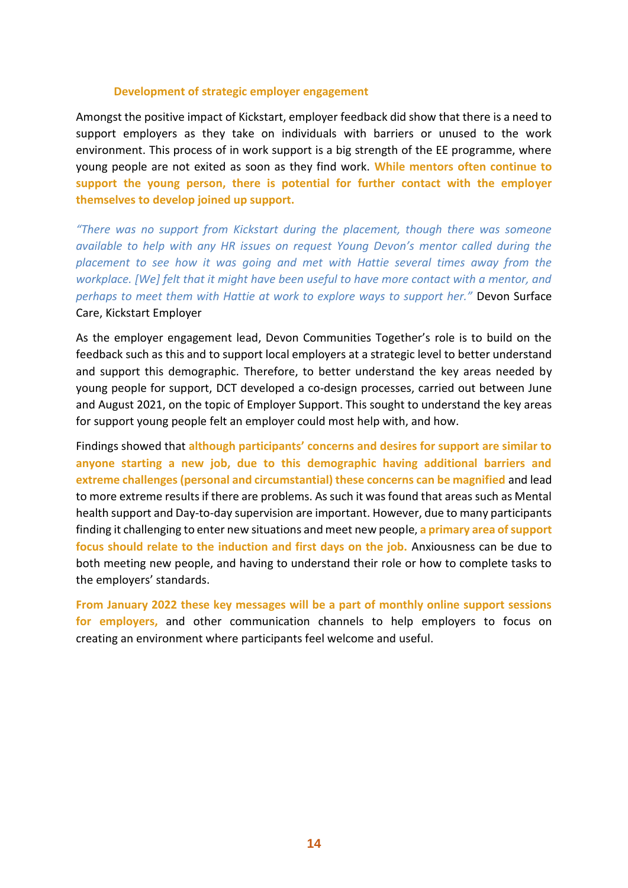### Development of strategic employer engagement

Amongst the positive impact of Kickstart, employer feedback did show that there is a need to support employers as they take on individuals with barriers or unused to the work environment. This process of in work support is a big strength of the EE programme, where young people are not exited as soon as they find work. **While mentors often continue to support the young person, there is potential for further contact with the employer themselves to develop joined up support.**

*"There was no support from Kickstart during the placement, though there was someone available to help with any HR issues on request Young Devon's mentor called during the placement to see how it was going and met with Hattie several times away from the workplace. [We] felt that it might have been useful to have more contact with a mentor, and perhaps to meet them with Hattie at work to explore ways to support her."* Devon Surface Care, Kickstart Employer

As the employer engagement lead, Devon Communities Together's role is to build on the feedback such as this and to support local employers at a strategic level to better understand and support this demographic. Therefore, to better understand the key areas needed by young people for support, DCT developed a co-design processes, carried out between June and August 2021, on the topic of Employer Support. This sought to understand the key areas for support young people felt an employer could most help with, and how.

Findings showed that **although participants' concerns and desires for support are similar to anyone starting a new job, due to this demographic having additional barriers and extreme challenges (personal and circumstantial) these concerns can be magnified** and lead to more extreme results if there are problems. As such it was found that areas such as Mental health support and Day-to-day supervision are important. However, due to many participants finding it challenging to enter new situations and meet new people, **a primary area of support focus should relate to the induction and first days on the job.** Anxiousness can be due to both meeting new people, and having to understand their role or how to complete tasks to the employers' standards.

**From January 2022 these key messages will be a part of monthly online support sessions for employers,** and other communication channels to help employers to focus on creating an environment where participants feel welcome and useful.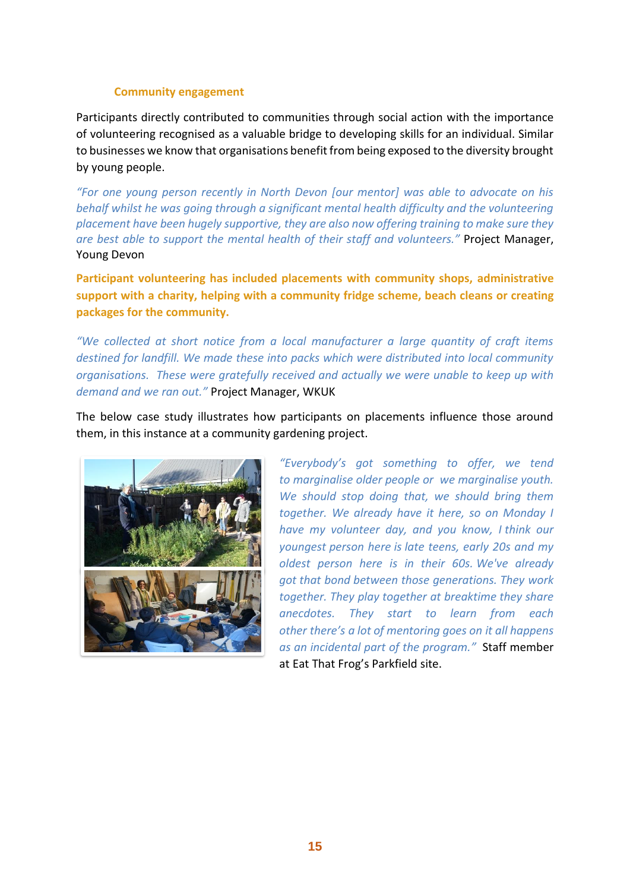### Community engagement

Participants directly contributed to communities through social action with the importance of volunteering recognised as a valuable bridge to developing skills for an individual. Similar to businesses we know that organisations benefit from being exposed to the diversity brought by young people.

*"For one young person recently in North Devon [our mentor] was able to advocate on his behalf whilst he was going through a significant mental health difficulty and the volunteering placement have been hugely supportive, they are also now offering training to make sure they are best able to support the mental health of their staff and volunteers."* Project Manager, Young Devon

**Participant volunteering has included placements with community shops, administrative support with a charity, helping with a community fridge scheme, beach cleans or creating packages for the community.**

*"We collected at short notice from a local manufacturer a large quantity of craft items destined for landfill. We made these into packs which were distributed into local community organisations. These were gratefully received and actually we were unable to keep up with demand and we ran out."* Project Manager, WKUK

The below case study illustrates how participants on placements influence those around them, in this instance at a community gardening project.

*"Everybody's got something to offer, we tend to marginalise older people or we marginalise youth. We should stop doing that, we should bring them together. We already have it here, so on Monday I have my volunteer day, and you know, I think our youngest person here is late teens, early 20s and my oldest person here is in their 60s. We've already got that bond between those generations. They work together. They play together at breaktime they share anecdotes. They start to learn from each other there's a lot of mentoring goes on it all happens as an incidental part of the program."* Staff member at Eat That Frog's Parkfield site.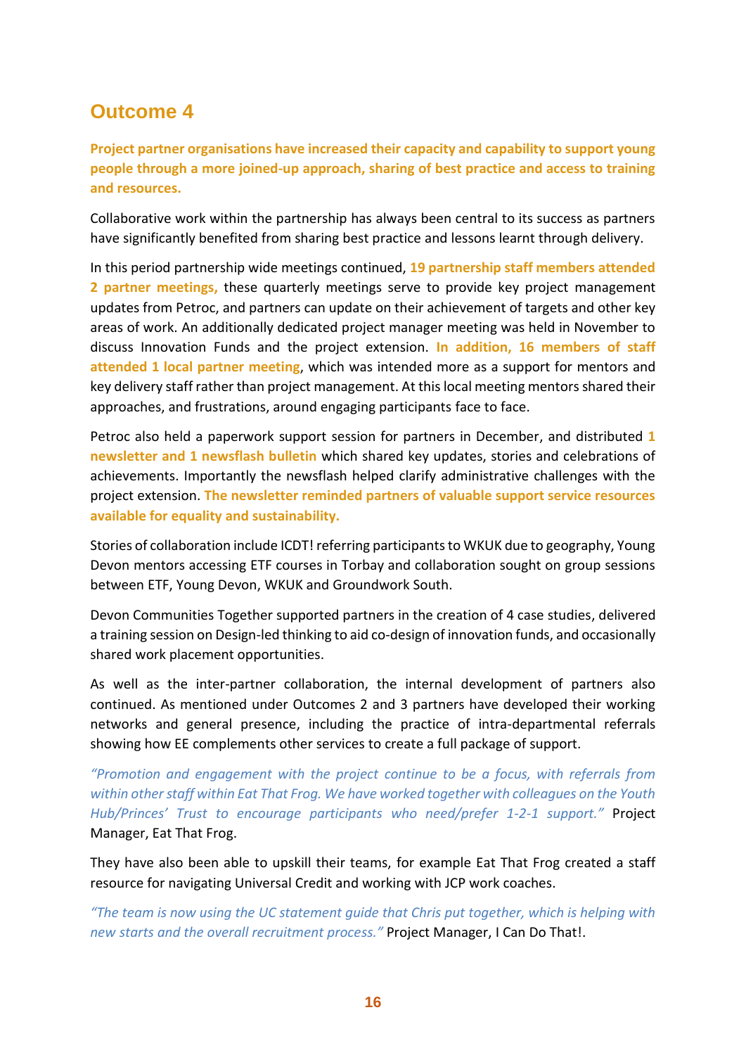## Outcome 4

**Project partner organisations have increased their capacity and capability to support young people through a more joined-up approach, sharing of best practice and access to training and resources.**

Collaborative work within the partnership has always been central to its success as partners have significantly benefited from sharing best practice and lessons learnt through delivery.

In this period partnership wide meetings continued, **19 partnership staff members attended 2 partner meetings,** these quarterly meetings serve to provide key project management updates from Petroc, and partners can update on their achievement of targets and other key areas of work. An additionally dedicated project manager meeting was held in November to discuss Innovation Funds and the project extension. **In addition, 16 members of staff attended 1 local partner meeting**, which was intended more as a support for mentors and key delivery staff rather than project management. At this local meeting mentors shared their approaches, and frustrations, around engaging participants face to face.

Petroc also held a paperwork support session for partners in December, and distributed **1 newsletter and 1 newsflash bulletin** which shared key updates, stories and celebrations of achievements. Importantly the newsflash helped clarify administrative challenges with the project extension. **The newsletter reminded partners of valuable support service resources available for equality and sustainability.**

Stories of collaboration include ICDT! referring participants to WKUK due to geography, Young Devon mentors accessing ETF courses in Torbay and collaboration sought on group sessions between ETF, Young Devon, WKUK and Groundwork South.

Devon Communities Together supported partners in the creation of 4 case studies, delivered a training session on Design-led thinking to aid co-design of innovation funds, and occasionally shared work placement opportunities.

As well as the inter-partner collaboration, the internal development of partners also continued. As mentioned under Outcomes 2 and 3 partners have developed their working networks and general presence, including the practice of intra-departmental referrals showing how EE complements other services to create a full package of support.

*"Promotion and engagement with the project continue to be a focus, with referrals from within other staff within Eat That Frog. We have worked together with colleagues on the Youth Hub/Princes' Trust to encourage participants who need/prefer 1-2-1 support."* Project Manager, Eat That Frog.

They have also been able to upskill their teams, for example Eat That Frog created a staff resource for navigating Universal Credit and working with JCP work coaches.

*"The team is now using the UC statement guide that Chris put together, which is helping with new starts and the overall recruitment process."* Project Manager, I Can Do That!.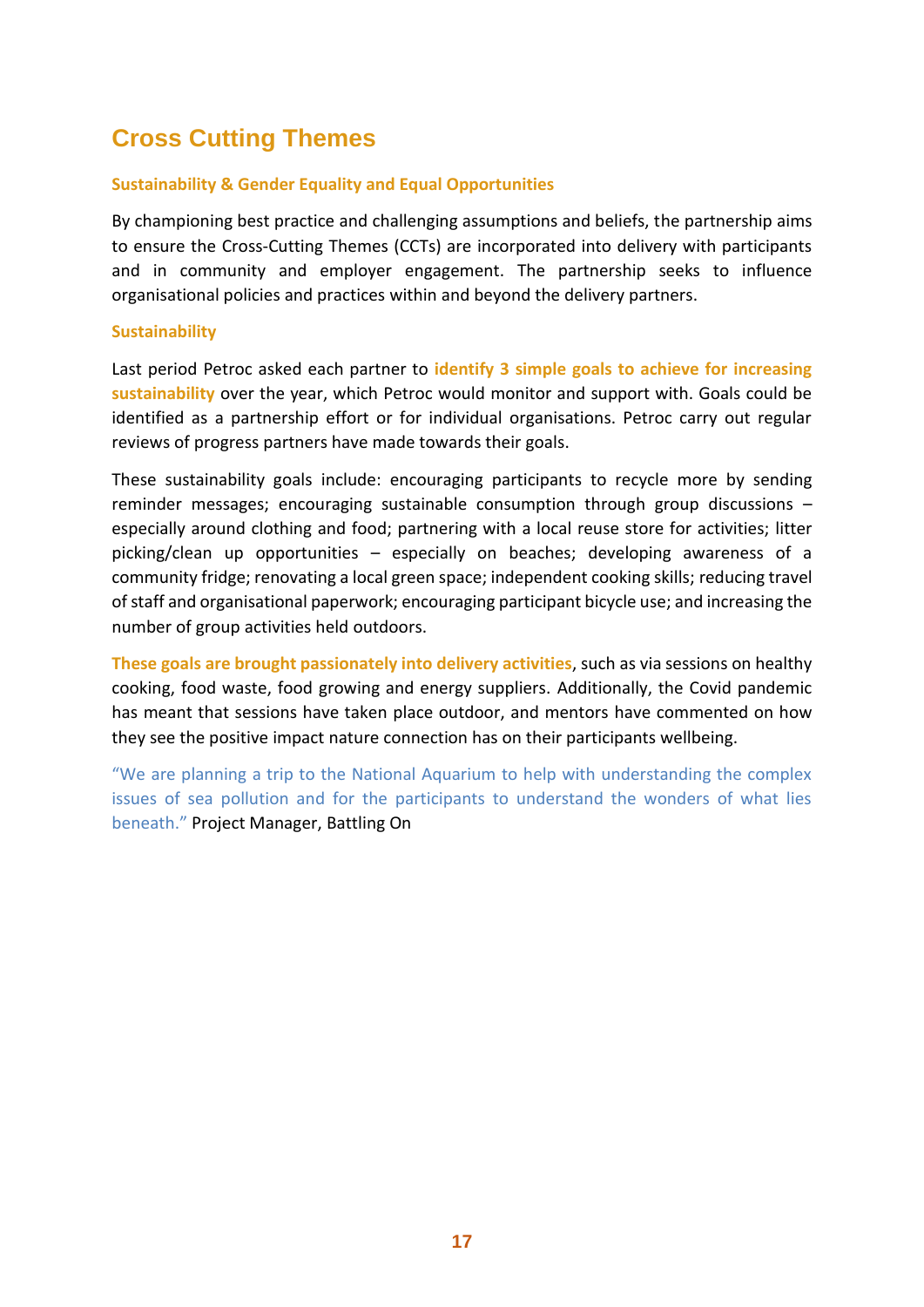# Cross Cutting Themes

### Sustainability & Gender Equality and Equal Opportunities

By championing best practice and challenging assumptions and beliefs, the partnership aims to ensure the Cross-Cutting Themes (CCTs) are incorporated into delivery with participants and in community and employer engagement. The partnership seeks to influence organisational policies and practices within and beyond the delivery partners.

### Sustainability

Last period Petroc asked each partner to **identify 3 simple goals to achieve for increasing sustainability** over the year, which Petroc would monitor and support with. Goals could be identified as a partnership effort or for individual organisations. Petroc carry out regular reviews of progress partners have made towards their goals.

These sustainability goals include: encouraging participants to recycle more by sending reminder messages; encouraging sustainable consumption through group discussions – especially around clothing and food; partnering with a local reuse store for activities; litter picking/clean up opportunities – especially on beaches; developing awareness of a community fridge; renovating a local green space; independent cooking skills; reducing travel of staff and organisational paperwork; encouraging participant bicycle use; and increasing the number of group activities held outdoors.

**These goals are brought passionately into delivery activities**, such as via sessions on healthy cooking, food waste, food growing and energy suppliers. Additionally, the Covid pandemic has meant that sessions have taken place outdoor, and mentors have commented on how they see the positive impact nature connection has on their participants wellbeing.

"We are planning a trip to the National Aquarium to help with understanding the complex issues of sea pollution and for the participants to understand the wonders of what lies beneath." Project Manager, Battling On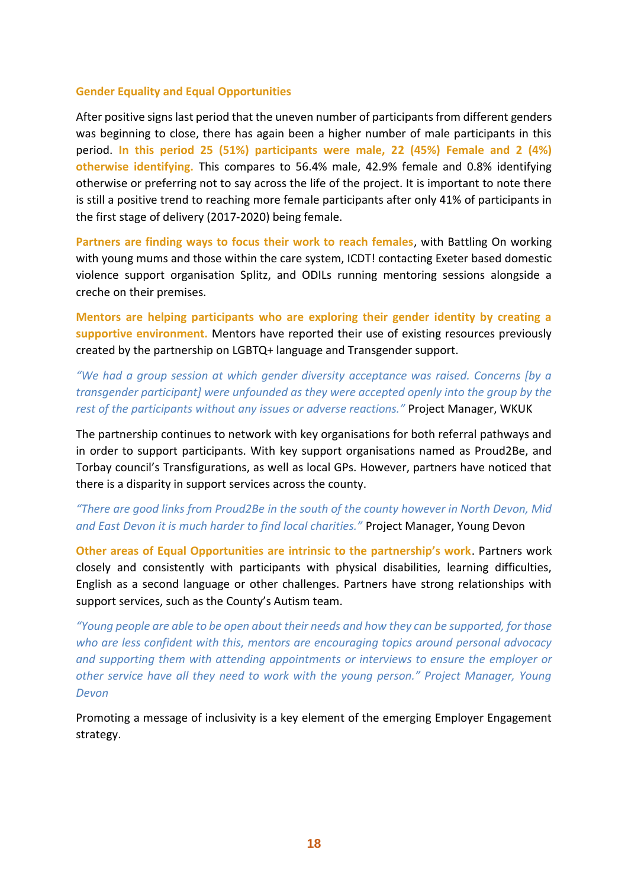### Gender Equality and Equal Opportunities

After positive signs last period that the uneven number of participants from different genders was beginning to close, there has again been a higher number of male participants in this period. **In this period 25 (51%) participants were male, 22 (45%) Female and 2 (4%) otherwise identifying.** This compares to 56.4% male, 42.9% female and 0.8% identifying otherwise or preferring not to say across the life of the project. It is important to note there is still a positive trend to reaching more female participants after only 41% of participants in the first stage of delivery (2017-2020) being female.

**Partners are finding ways to focus their work to reach females**, with Battling On working with young mums and those within the care system, ICDT! contacting Exeter based domestic violence support organisation Splitz, and ODILs running mentoring sessions alongside a creche on their premises.

**Mentors are helping participants who are exploring their gender identity by creating a supportive environment.** Mentors have reported their use of existing resources previously created by the partnership on LGBTQ+ language and Transgender support.

*"We had a group session at which gender diversity acceptance was raised. Concerns [by a transgender participant] were unfounded as they were accepted openly into the group by the rest of the participants without any issues or adverse reactions."* Project Manager, WKUK

The partnership continues to network with key organisations for both referral pathways and in order to support participants. With key support organisations named as Proud2Be, and Torbay council's Transfigurations, as well as local GPs. However, partners have noticed that there is a disparity in support services across the county.

*"There are good links from Proud2Be in the south of the county however in North Devon, Mid and East Devon it is much harder to find local charities."* Project Manager, Young Devon

**Other areas of Equal Opportunities are intrinsic to the partnership's work**. Partners work closely and consistently with participants with physical disabilities, learning difficulties, English as a second language or other challenges. Partners have strong relationships with support services, such as the County's Autism team.

*"Young people are able to be open about their needs and how they can be supported, for those who are less confident with this, mentors are encouraging topics around personal advocacy and supporting them with attending appointments or interviews to ensure the employer or other service have all they need to work with the young person." Project Manager, Young Devon*

Promoting a message of inclusivity is a key element of the emerging Employer Engagement strategy.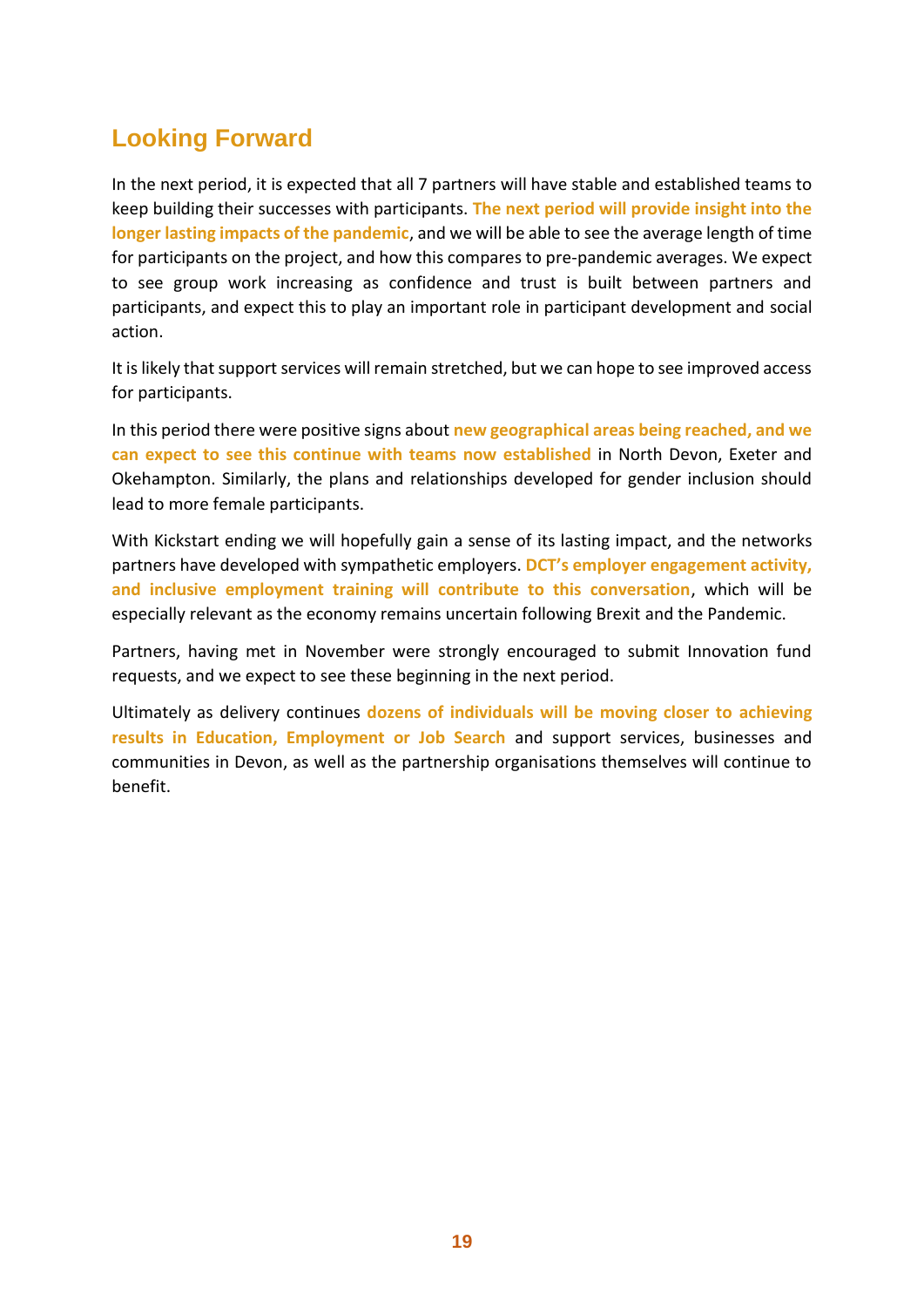## Looking Forward

In the next period, it is expected that all 7 partners will have stable and established teams to keep building their successes with participants. **The next period will provide insight into the longer lasting impacts of the pandemic**, and we will be able to see the average length of time for participants on the project, and how this compares to pre-pandemic averages. We expect to see group work increasing as confidence and trust is built between partners and participants, and expect this to play an important role in participant development and social action.

It is likely that support services will remain stretched, but we can hope to see improved access for participants.

In this period there were positive signs about **new geographical areas being reached, and we can expect to see this continue with teams now established** in North Devon, Exeter and Okehampton. Similarly, the plans and relationships developed for gender inclusion should lead to more female participants.

With Kickstart ending we will hopefully gain a sense of its lasting impact, and the networks partners have developed with sympathetic employers. **DCT's employer engagement activity, and inclusive employment training will contribute to this conversation**, which will be especially relevant as the economy remains uncertain following Brexit and the Pandemic.

Partners, having met in November were strongly encouraged to submit Innovation fund requests, and we expect to see these beginning in the next period.

Ultimately as delivery continues **dozens of individuals will be moving closer to achieving results in Education, Employment or Job Search** and support services, businesses and communities in Devon, as well as the partnership organisations themselves will continue to benefit.